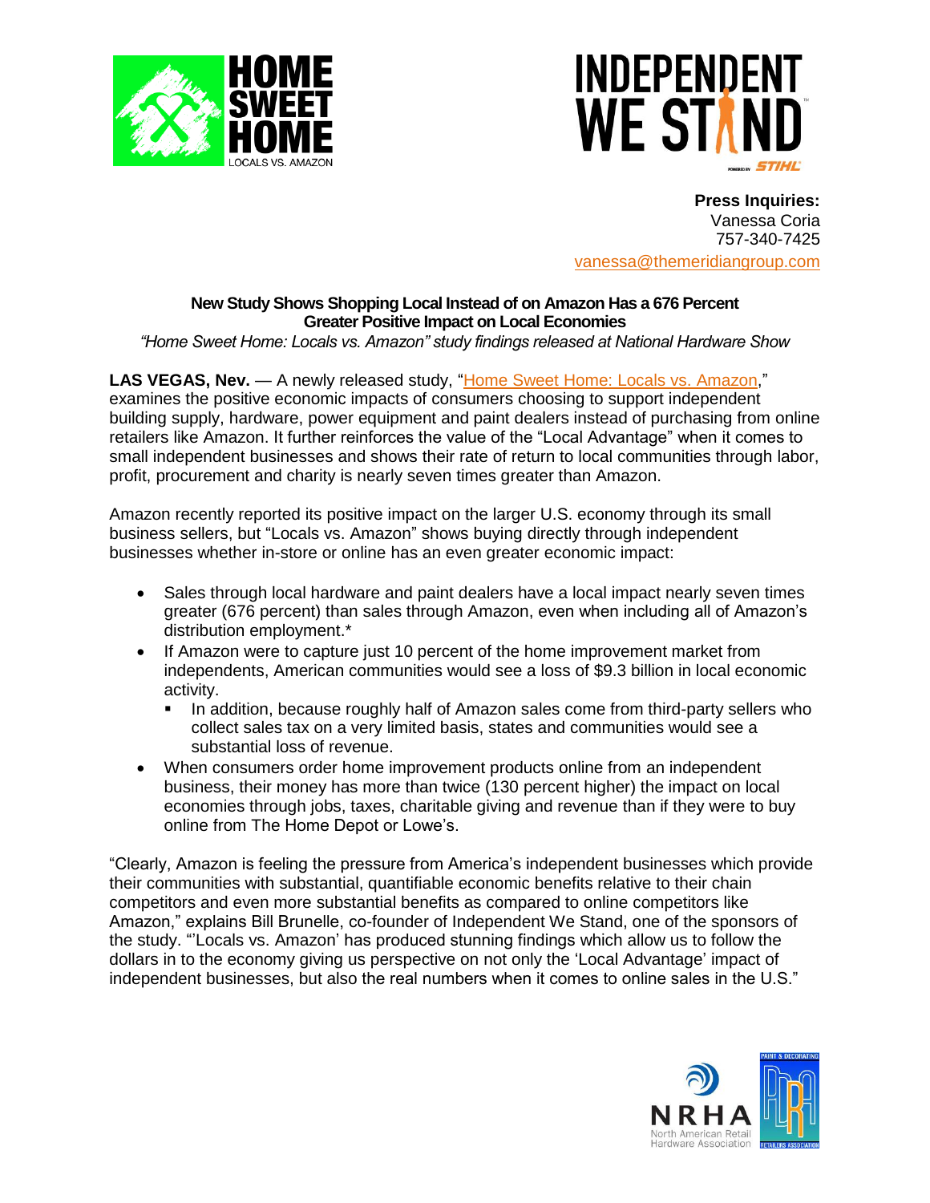**Press Inquiries:**
Vanessa Coria
757-340-7425
vanessa@themeridiangroup.com

**New Study Shows Shopping Local Instead of on Amazon Has a 676 Percent Greater Positive Impact on Local Economies**

*"Home Sweet Home: Locals vs. Amazon" study findings released at National Hardware Show*

**LAS VEGAS, Nev.** — A newly released study, "Home Sweet Home: Locals vs. Amazon," examines the positive economic impacts of consumers choosing to support independent building supply, hardware, power equipment and paint dealers instead of purchasing from online retailers like Amazon. It further reinforces the value of the "Local Advantage" when it comes to small independent businesses and shows their rate of return to local communities through labor, profit, procurement and charity is nearly seven times greater than Amazon.

Amazon recently reported its positive impact on the larger U.S. economy through its small business sellers, but "Locals vs. Amazon" shows buying directly through independent businesses whether in-store or online has an even greater economic impact:

- Sales through local hardware and paint dealers have a local impact nearly seven times greater (676 percent) than sales through Amazon, even when including all of Amazon's distribution employment.*
- If Amazon were to capture just 10 percent of the home improvement market from independents, American communities would see a loss of $9.3 billion in local economic activity.
  - In addition, because roughly half of Amazon sales come from third-party sellers who collect sales tax on a very limited basis, states and communities would see a substantial loss of revenue.
- When consumers order home improvement products online from an independent business, their money has more than twice (130 percent higher) the impact on local economies through jobs, taxes, charitable giving and revenue than if they were to buy online from The Home Depot or Lowe's.

"Clearly, Amazon is feeling the pressure from America's independent businesses which provide their communities with substantial, quantifiable economic benefits relative to their chain competitors and even more substantial benefits as compared to online competitors like Amazon," explains Bill Brunelle, co-founder of Independent We Stand, one of the sponsors of the study. "'Locals vs. Amazon' has produced stunning findings which allow us to follow the dollars in to the economy giving us perspective on not only the 'Local Advantage' impact of independent businesses, but also the real numbers when it comes to online sales in the U.S."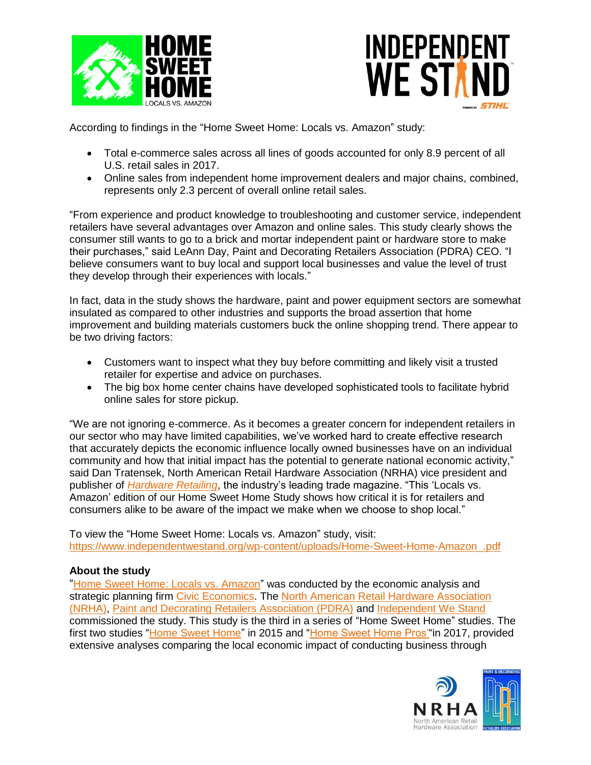According to findings in the "Home Sweet Home: Locals vs. Amazon" study:

- Total e-commerce sales across all lines of goods accounted for only 8.9 percent of all U.S. retail sales in 2017.
- Online sales from independent home improvement dealers and major chains, combined, represents only 2.3 percent of overall online retail sales.

"From experience and product knowledge to troubleshooting and customer service, independent retailers have several advantages over Amazon and online sales. This study clearly shows the consumer still wants to go to a brick and mortar independent paint or hardware store to make their purchases," said LeAnn Day, Paint and Decorating Retailers Association (PDRA) CEO. "I believe consumers want to buy local and support local businesses and value the level of trust they develop through their experiences with locals."

In fact, data in the study shows the hardware, paint and power equipment sectors are somewhat insulated as compared to other industries and supports the broad assertion that home improvement and building materials customers buck the online shopping trend. There appear to be two driving factors:

- Customers want to inspect what they buy before committing and likely visit a trusted retailer for expertise and advice on purchases.
- The big box home center chains have developed sophisticated tools to facilitate hybrid online sales for store pickup.

"We are not ignoring e-commerce. As it becomes a greater concern for independent retailers in our sector who may have limited capabilities, we've worked hard to create effective research that accurately depicts the economic influence locally owned businesses have on an individual community and how that initial impact has the potential to generate national economic activity," said Dan Tratensek, North American Retail Hardware Association (NRHA) vice president and publisher of *Hardware Retailing*, the industry's leading trade magazine. "This 'Locals vs. Amazon' edition of our Home Sweet Home Study shows how critical it is for retailers and consumers alike to be aware of the impact we make when we choose to shop local."

To view the "Home Sweet Home: Locals vs. Amazon" study, visit:
https://www.independentwestand.org/wp-content/uploads/Home-Sweet-Home-Amazon_.pdf

**About the study**

"Home Sweet Home: Locals vs. Amazon" was conducted by the economic analysis and strategic planning firm Civic Economics. The North American Retail Hardware Association (NRHA), Paint and Decorating Retailers Association (PDRA) and Independent We Stand commissioned the study. This study is the third in a series of "Home Sweet Home" studies. The first two studies "Home Sweet Home" in 2015 and "Home Sweet Home Pros" in 2017, provided extensive analyses comparing the local economic impact of conducting business through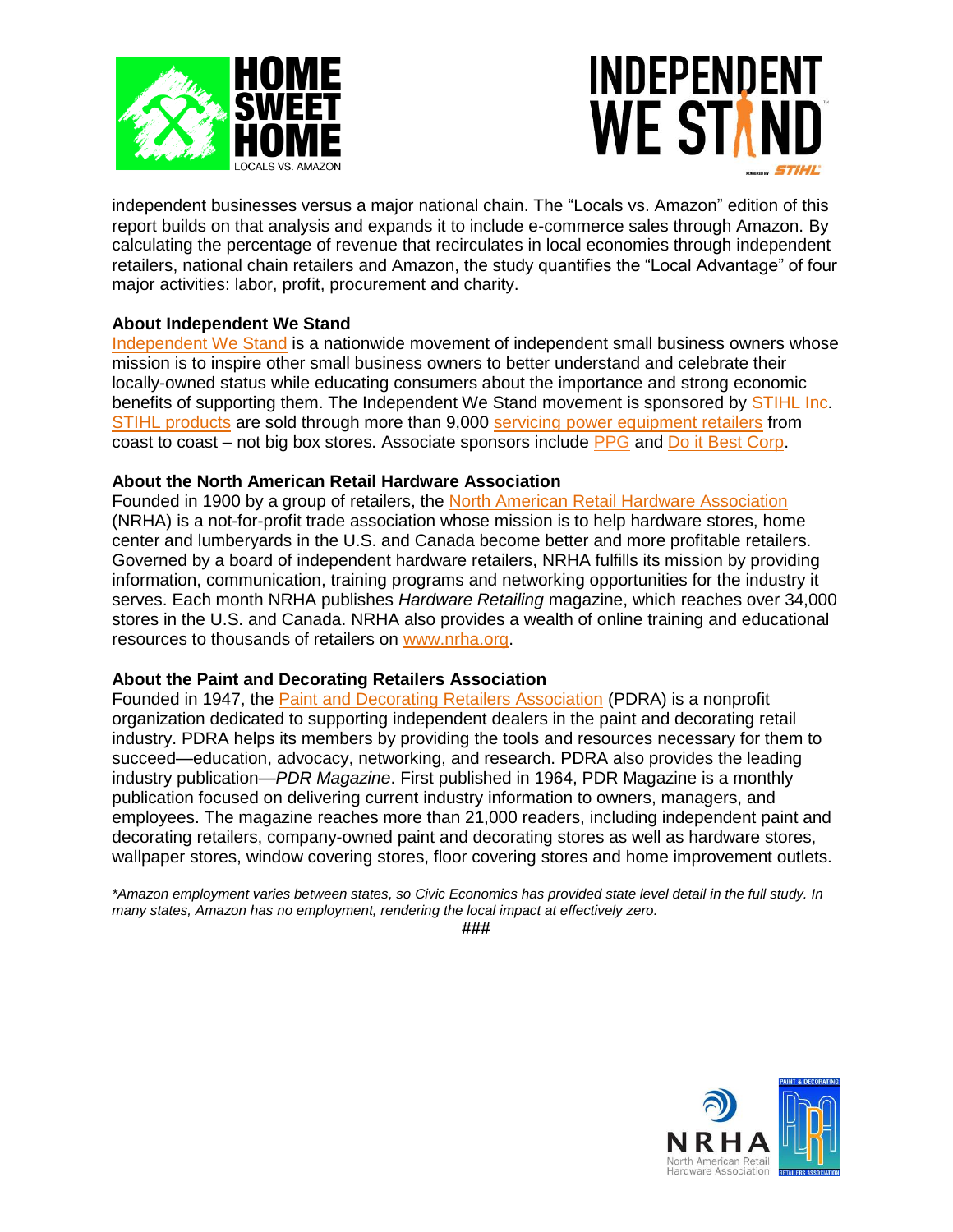independent businesses versus a major national chain. The "Locals vs. Amazon" edition of this report builds on that analysis and expands it to include e-commerce sales through Amazon. By calculating the percentage of revenue that recirculates in local economies through independent retailers, national chain retailers and Amazon, the study quantifies the "Local Advantage" of four major activities: labor, profit, procurement and charity.

**About Independent We Stand**

Independent We Stand is a nationwide movement of independent small business owners whose mission is to inspire other small business owners to better understand and celebrate their locally-owned status while educating consumers about the importance and strong economic benefits of supporting them. The Independent We Stand movement is sponsored by STIHL Inc. STIHL products are sold through more than 9,000 servicing power equipment retailers from coast to coast – not big box stores. Associate sponsors include PPG and Do it Best Corp.

**About the North American Retail Hardware Association**

Founded in 1900 by a group of retailers, the North American Retail Hardware Association (NRHA) is a not-for-profit trade association whose mission is to help hardware stores, home center and lumberyards in the U.S. and Canada become better and more profitable retailers. Governed by a board of independent hardware retailers, NRHA fulfills its mission by providing information, communication, training programs and networking opportunities for the industry it serves. Each month NRHA publishes *Hardware Retailing* magazine, which reaches over 34,000 stores in the U.S. and Canada. NRHA also provides a wealth of online training and educational resources to thousands of retailers on www.nrha.org.

**About the Paint and Decorating Retailers Association**

Founded in 1947, the Paint and Decorating Retailers Association (PDRA) is a nonprofit organization dedicated to supporting independent dealers in the paint and decorating retail industry. PDRA helps its members by providing the tools and resources necessary for them to succeed—education, advocacy, networking, and research. PDRA also provides the leading industry publication—*PDR Magazine*. First published in 1964, PDR Magazine is a monthly publication focused on delivering current industry information to owners, managers, and employees. The magazine reaches more than 21,000 readers, including independent paint and decorating retailers, company-owned paint and decorating stores as well as hardware stores, wallpaper stores, window covering stores, floor covering stores and home improvement outlets.

*\*Amazon employment varies between states, so Civic Economics has provided state level detail in the full study. In many states, Amazon has no employment, rendering the local impact at effectively zero.*

###